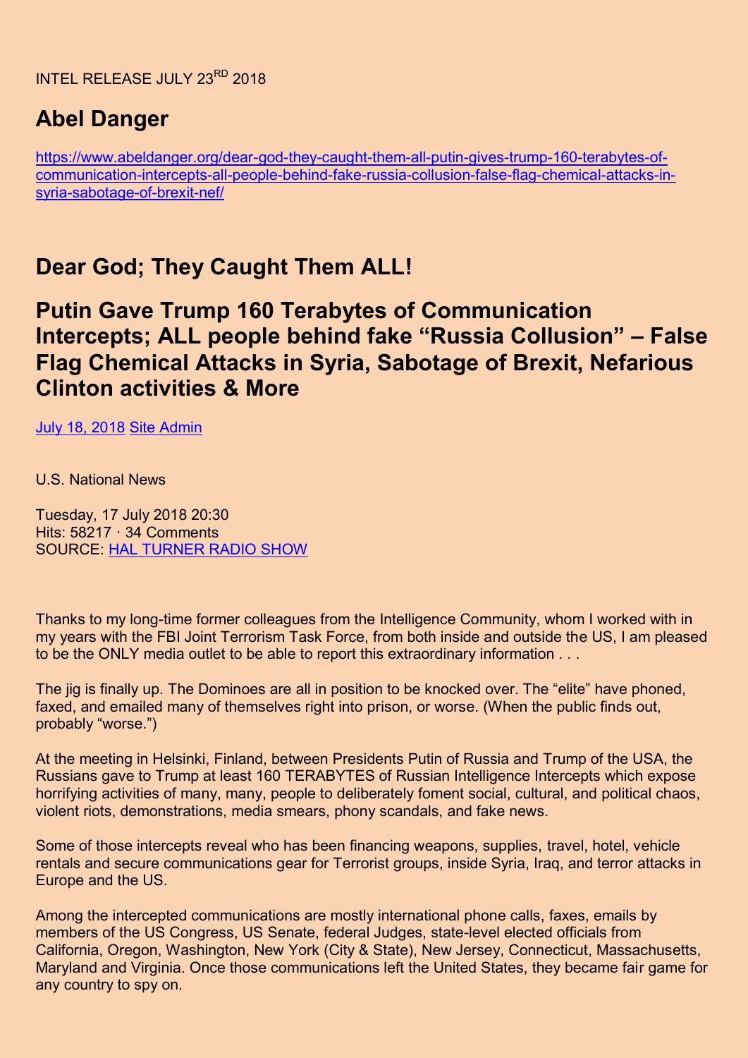INTEL RELEASE JULY 23RD 2018

## Abel Danger

https://www.abeldanger.org/dear-god-they-caught-them-all-putin-gives-trump-160-terabytes-of-communication-intercepts-all-people-behind-fake-russia-collusion-false-flag-chemical-attacks-in-syria-sabotage-of-brexit-nef/

## Dear God; They Caught Them ALL!

## Putin Gave Trump 160 Terabytes of Communication Intercepts; ALL people behind fake "Russia Collusion" – False Flag Chemical Attacks in Syria, Sabotage of Brexit, Nefarious Clinton activities & More

July 18, 2018 Site Admin

U.S. National News

Tuesday, 17 July 2018 20:30
Hits: 58217 · 34 Comments
SOURCE: HAL TURNER RADIO SHOW

Thanks to my long-time former colleagues from the Intelligence Community, whom I worked with in my years with the FBI Joint Terrorism Task Force, from both inside and outside the US, I am pleased to be the ONLY media outlet to be able to report this extraordinary information . . .

The jig is finally up. The Dominoes are all in position to be knocked over. The "elite" have phoned, faxed, and emailed many of themselves right into prison, or worse. (When the public finds out, probably "worse.")

At the meeting in Helsinki, Finland, between Presidents Putin of Russia and Trump of the USA, the Russians gave to Trump at least 160 TERABYTES of Russian Intelligence Intercepts which expose horrifying activities of many, many, people to deliberately foment social, cultural, and political chaos, violent riots, demonstrations, media smears, phony scandals, and fake news.

Some of those intercepts reveal who has been financing weapons, supplies, travel, hotel, vehicle rentals and secure communications gear for Terrorist groups, inside Syria, Iraq, and terror attacks in Europe and the US.

Among the intercepted communications are mostly international phone calls, faxes, emails by members of the US Congress, US Senate, federal Judges, state-level elected officials from California, Oregon, Washington, New York (City & State), New Jersey, Connecticut, Massachusetts, Maryland and Virginia. Once those communications left the United States, they became fair game for any country to spy on.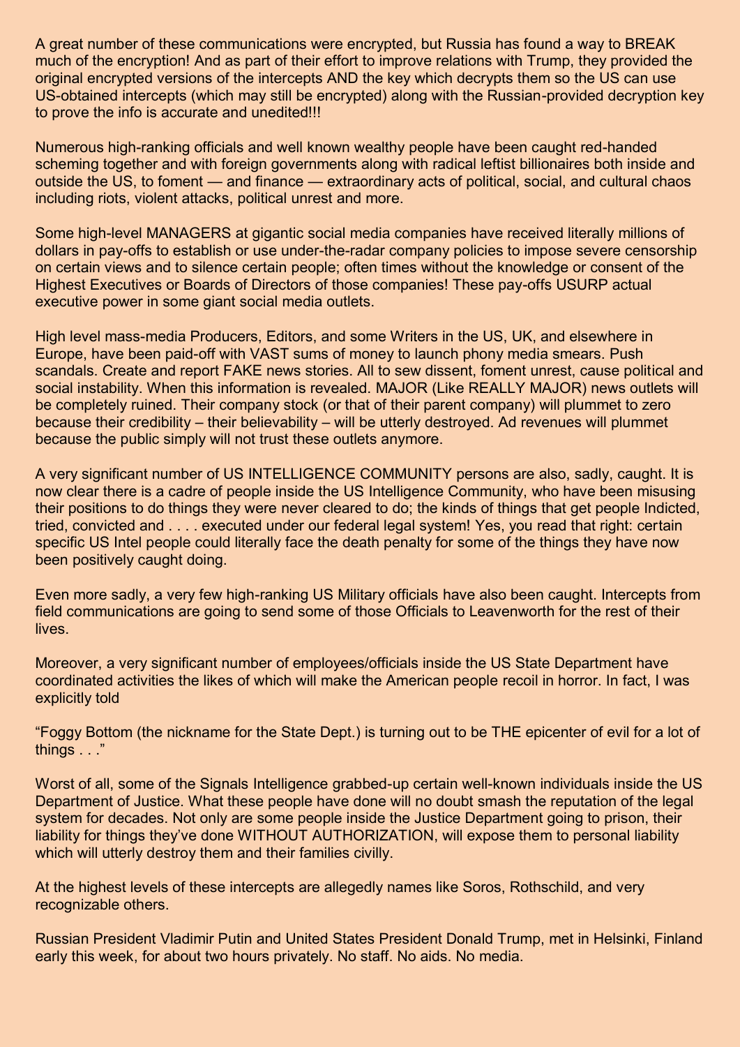A great number of these communications were encrypted, but Russia has found a way to BREAK much of the encryption! And as part of their effort to improve relations with Trump, they provided the original encrypted versions of the intercepts AND the key which decrypts them so the US can use US-obtained intercepts (which may still be encrypted) along with the Russian-provided decryption key to prove the info is accurate and unedited!!!

Numerous high-ranking officials and well known wealthy people have been caught red-handed scheming together and with foreign governments along with radical leftist billionaires both inside and outside the US, to foment — and finance — extraordinary acts of political, social, and cultural chaos including riots, violent attacks, political unrest and more.

Some high-level MANAGERS at gigantic social media companies have received literally millions of dollars in pay-offs to establish or use under-the-radar company policies to impose severe censorship on certain views and to silence certain people; often times without the knowledge or consent of the Highest Executives or Boards of Directors of those companies! These pay-offs USURP actual executive power in some giant social media outlets.

High level mass-media Producers, Editors, and some Writers in the US, UK, and elsewhere in Europe, have been paid-off with VAST sums of money to launch phony media smears. Push scandals. Create and report FAKE news stories. All to sew dissent, foment unrest, cause political and social instability. When this information is revealed. MAJOR (Like REALLY MAJOR) news outlets will be completely ruined. Their company stock (or that of their parent company) will plummet to zero because their credibility – their believability – will be utterly destroyed. Ad revenues will plummet because the public simply will not trust these outlets anymore.

A very significant number of US INTELLIGENCE COMMUNITY persons are also, sadly, caught. It is now clear there is a cadre of people inside the US Intelligence Community, who have been misusing their positions to do things they were never cleared to do; the kinds of things that get people Indicted, tried, convicted and . . . . executed under our federal legal system! Yes, you read that right: certain specific US Intel people could literally face the death penalty for some of the things they have now been positively caught doing.

Even more sadly, a very few high-ranking US Military officials have also been caught. Intercepts from field communications are going to send some of those Officials to Leavenworth for the rest of their lives.

Moreover, a very significant number of employees/officials inside the US State Department have coordinated activities the likes of which will make the American people recoil in horror. In fact, I was explicitly told

"Foggy Bottom (the nickname for the State Dept.) is turning out to be THE epicenter of evil for a lot of things . . ."

Worst of all, some of the Signals Intelligence grabbed-up certain well-known individuals inside the US Department of Justice. What these people have done will no doubt smash the reputation of the legal system for decades. Not only are some people inside the Justice Department going to prison, their liability for things they've done WITHOUT AUTHORIZATION, will expose them to personal liability which will utterly destroy them and their families civilly.

At the highest levels of these intercepts are allegedly names like Soros, Rothschild, and very recognizable others.

Russian President Vladimir Putin and United States President Donald Trump, met in Helsinki, Finland early this week, for about two hours privately. No staff. No aids. No media.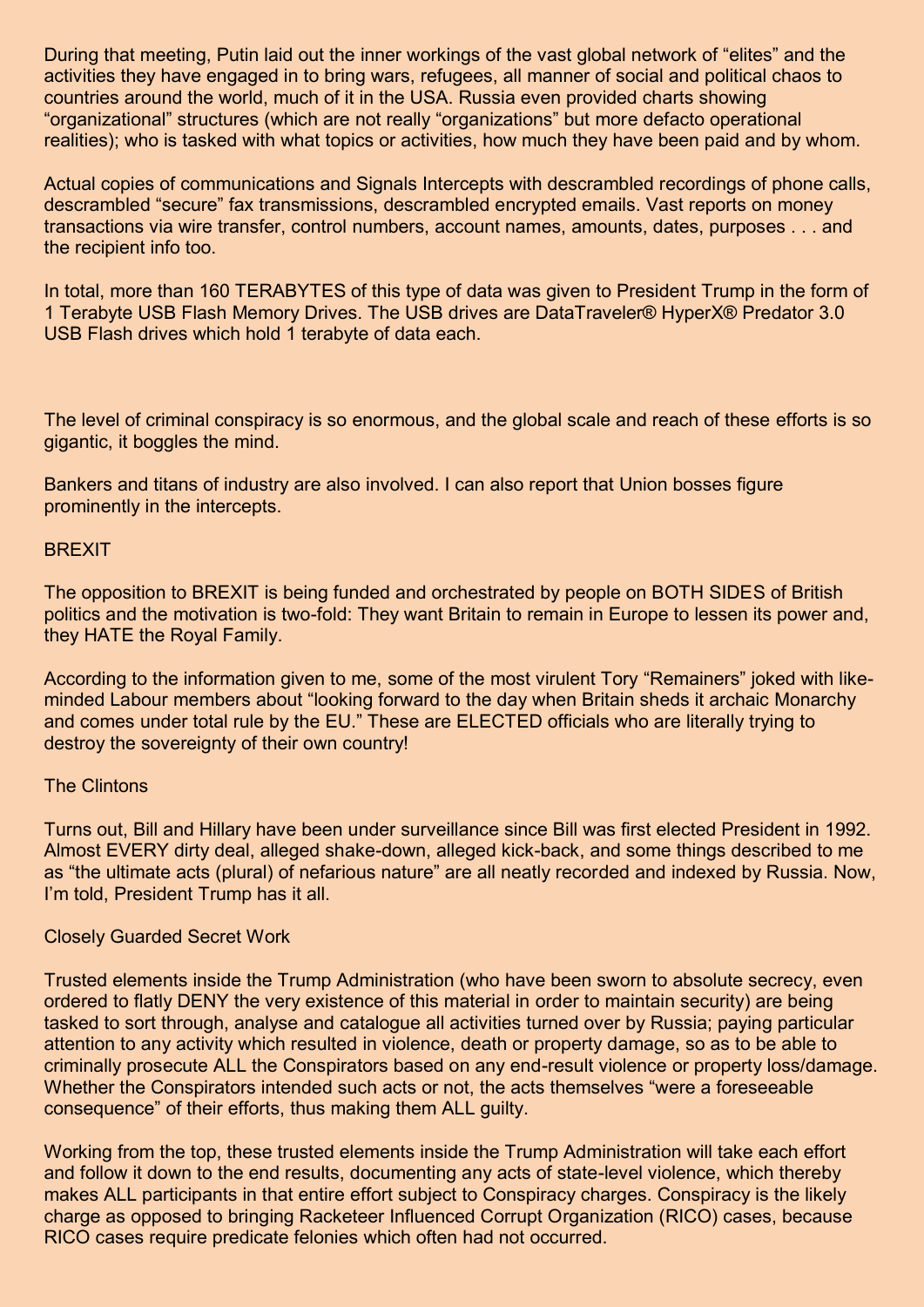During that meeting, Putin laid out the inner workings of the vast global network of “elites” and the activities they have engaged in to bring wars, refugees, all manner of social and political chaos to countries around the world, much of it in the USA. Russia even provided charts showing “organizational” structures (which are not really “organizations” but more defacto operational realities); who is tasked with what topics or activities, how much they have been paid and by whom.

Actual copies of communications and Signals Intercepts with descrambled recordings of phone calls, descrambled “secure” fax transmissions, descrambled encrypted emails. Vast reports on money transactions via wire transfer, control numbers, account names, amounts, dates, purposes . . . and the recipient info too.

In total, more than 160 TERABYTES of this type of data was given to President Trump in the form of 1 Terabyte USB Flash Memory Drives. The USB drives are DataTraveler® HyperX® Predator 3.0 USB Flash drives which hold 1 terabyte of data each.

The level of criminal conspiracy is so enormous, and the global scale and reach of these efforts is so gigantic, it boggles the mind.

Bankers and titans of industry are also involved. I can also report that Union bosses figure prominently in the intercepts.

## BREXIT

The opposition to BREXIT is being funded and orchestrated by people on BOTH SIDES of British politics and the motivation is two-fold: They want Britain to remain in Europe to lessen its power and, they HATE the Royal Family.

According to the information given to me, some of the most virulent Tory “Remainers” joked with like-minded Labour members about “looking forward to the day when Britain sheds it archaic Monarchy and comes under total rule by the EU.” These are ELECTED officials who are literally trying to destroy the sovereignty of their own country!

## The Clintons

Turns out, Bill and Hillary have been under surveillance since Bill was first elected President in 1992. Almost EVERY dirty deal, alleged shake-down, alleged kick-back, and some things described to me as “the ultimate acts (plural) of nefarious nature” are all neatly recorded and indexed by Russia. Now, I’m told, President Trump has it all.

## Closely Guarded Secret Work

Trusted elements inside the Trump Administration (who have been sworn to absolute secrecy, even ordered to flatly DENY the very existence of this material in order to maintain security) are being tasked to sort through, analyse and catalogue all activities turned over by Russia; paying particular attention to any activity which resulted in violence, death or property damage, so as to be able to criminally prosecute ALL the Conspirators based on any end-result violence or property loss/damage. Whether the Conspirators intended such acts or not, the acts themselves “were a foreseeable consequence” of their efforts, thus making them ALL guilty.

Working from the top, these trusted elements inside the Trump Administration will take each effort and follow it down to the end results, documenting any acts of state-level violence, which thereby makes ALL participants in that entire effort subject to Conspiracy charges. Conspiracy is the likely charge as opposed to bringing Racketeer Influenced Corrupt Organization (RICO) cases, because RICO cases require predicate felonies which often had not occurred.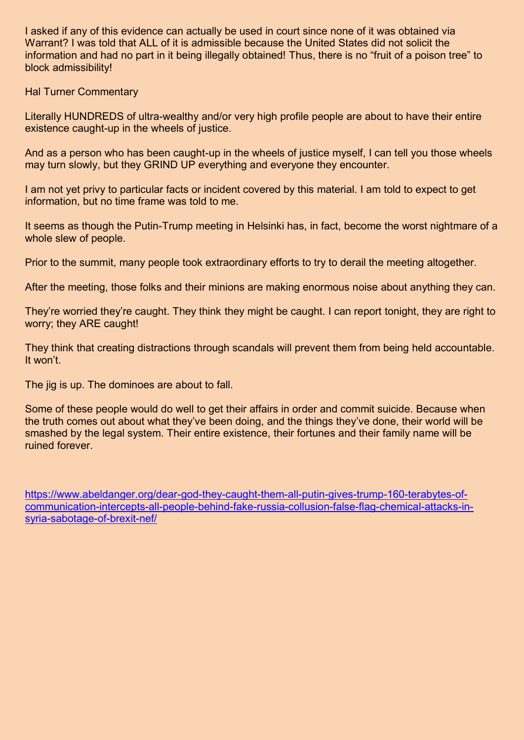I asked if any of this evidence can actually be used in court since none of it was obtained via Warrant? I was told that ALL of it is admissible because the United States did not solicit the information and had no part in it being illegally obtained! Thus, there is no "fruit of a poison tree" to block admissibility!

Hal Turner Commentary

Literally HUNDREDS of ultra-wealthy and/or very high profile people are about to have their entire existence caught-up in the wheels of justice.

And as a person who has been caught-up in the wheels of justice myself, I can tell you those wheels may turn slowly, but they GRIND UP everything and everyone they encounter.

I am not yet privy to particular facts or incident covered by this material. I am told to expect to get information, but no time frame was told to me.

It seems as though the Putin-Trump meeting in Helsinki has, in fact, become the worst nightmare of a whole slew of people.

Prior to the summit, many people took extraordinary efforts to try to derail the meeting altogether.

After the meeting, those folks and their minions are making enormous noise about anything they can.

They're worried they're caught. They think they might be caught. I can report tonight, they are right to worry; they ARE caught!

They think that creating distractions through scandals will prevent them from being held accountable. It won't.

The jig is up. The dominoes are about to fall.

Some of these people would do well to get their affairs in order and commit suicide. Because when the truth comes out about what they've been doing, and the things they've done, their world will be smashed by the legal system. Their entire existence, their fortunes and their family name will be ruined forever.

https://www.abeldanger.org/dear-god-they-caught-them-all-putin-gives-trump-160-terabytes-of-communication-intercepts-all-people-behind-fake-russia-collusion-false-flag-chemical-attacks-in-syria-sabotage-of-brexit-nef/